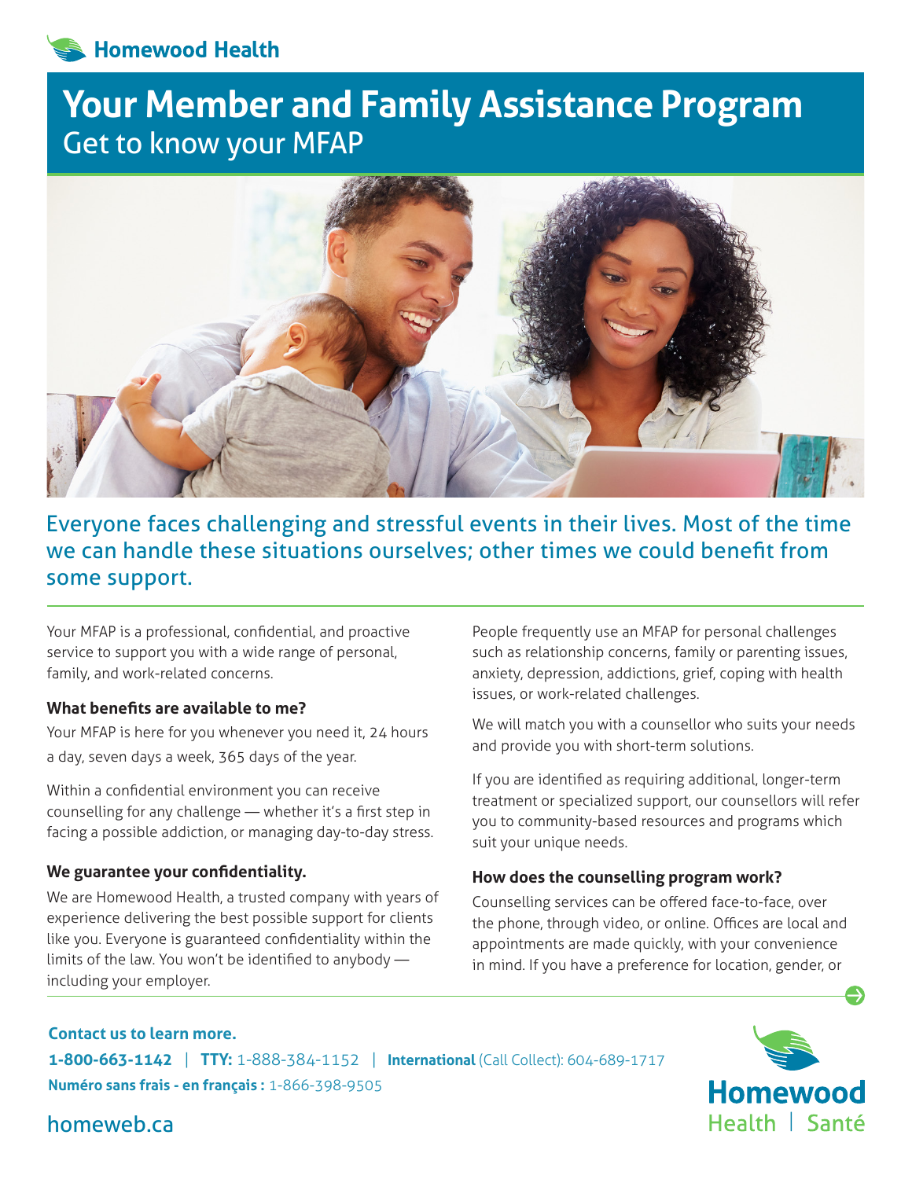Homewood Health

# Your Member and Family Assistance Program

## Get to know your MFAP

Everyone faces challenging and stressful events in their lives. Most of the time we can handle these situations ourselves; other times we could benefit from some support.

Your MFAP is a professional, confidential, and proactive service to support you with a wide range of personal, family, and work-related concerns.

### What benefits are available to me?

Your MFAP is here for you whenever you need it, 24 hours a day, seven days a week, 365 days of the year.

Within a confidential environment you can receive counselling for any challenge — whether it's a first step in facing a possible addiction, or managing day-to-day stress.

### We guarantee your confidentiality.

We are Homewood Health, a trusted company with years of experience delivering the best possible support for clients like you. Everyone is guaranteed confidentiality within the limits of the law. You won't be identified to anybody — including your employer.

People frequently use an MFAP for personal challenges such as relationship concerns, family or parenting issues, anxiety, depression, addictions, grief, coping with health issues, or work-related challenges.

We will match you with a counsellor who suits your needs and provide you with short-term solutions.

If you are identified as requiring additional, longer-term treatment or specialized support, our counsellors will refer you to community-based resources and programs which suit your unique needs.

### How does the counselling program work?

Counselling services can be offered face-to-face, over the phone, through video, or online. Offices are local and appointments are made quickly, with your convenience in mind. If you have a preference for location, gender, or

**Contact us to learn more.**

**1-800-663-1142** | **TTY:** 1-888-384-1152 | **International** (Call Collect): 604-689-1717

**Numéro sans frais - en français :** 1-866-398-9505

homeweb.ca

Homewood Health | Santé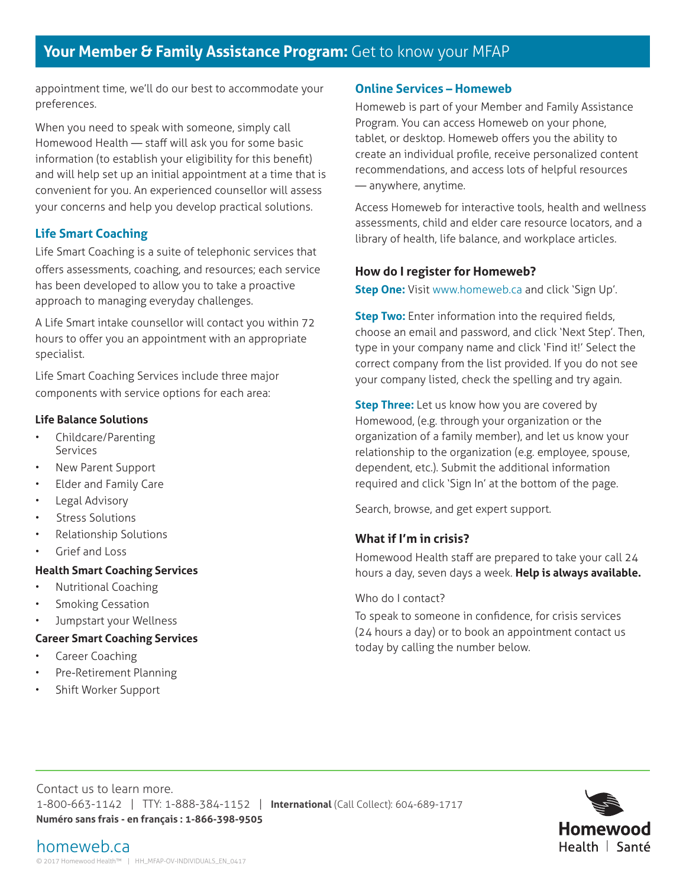appointment time, we'll do our best to accommodate your preferences.

When you need to speak with someone, simply call Homewood Health — staff will ask you for some basic information (to establish your eligibility for this benefit) and will help set up an initial appointment at a time that is convenient for you. An experienced counsellor will assess your concerns and help you develop practical solutions.

## Life Smart Coaching

Life Smart Coaching is a suite of telephonic services that offers assessments, coaching, and resources; each service has been developed to allow you to take a proactive approach to managing everyday challenges.

A Life Smart intake counsellor will contact you within 72 hours to offer you an appointment with an appropriate specialist.

Life Smart Coaching Services include three major components with service options for each area:

**Life Balance Solutions**

- Childcare/Parenting Services
- New Parent Support
- Elder and Family Care
- Legal Advisory
- Stress Solutions
- Relationship Solutions
- Grief and Loss

**Health Smart Coaching Services**

- Nutritional Coaching
- Smoking Cessation
- Jumpstart your Wellness

**Career Smart Coaching Services**

- Career Coaching
- Pre-Retirement Planning
- Shift Worker Support

## Online Services – Homeweb

Homeweb is part of your Member and Family Assistance Program. You can access Homeweb on your phone, tablet, or desktop. Homeweb offers you the ability to create an individual profile, receive personalized content recommendations, and access lots of helpful resources — anywhere, anytime.

Access Homeweb for interactive tools, health and wellness assessments, child and elder care resource locators, and a library of health, life balance, and workplace articles.

### How do I register for Homeweb?

**Step One:** Visit www.homeweb.ca and click 'Sign Up'.

**Step Two:** Enter information into the required fields, choose an email and password, and click 'Next Step'. Then, type in your company name and click 'Find it!' Select the correct company from the list provided. If you do not see your company listed, check the spelling and try again.

**Step Three:** Let us know how you are covered by Homewood, (e.g. through your organization or the organization of a family member), and let us know your relationship to the organization (e.g. employee, spouse, dependent, etc.). Submit the additional information required and click 'Sign In' at the bottom of the page.

Search, browse, and get expert support.

### What if I'm in crisis?

Homewood Health staff are prepared to take your call 24 hours a day, seven days a week. **Help is always available.**

Who do I contact?

To speak to someone in confidence, for crisis services (24 hours a day) or to book an appointment contact us today by calling the number below.

Contact us to learn more.

1-800-663-1142 | TTY: 1-888-384-1152 | **International** (Call Collect): 604-689-1717

**Numéro sans frais - en français : 1-866-398-9505**

homeweb.ca

Homewood Health | Santé

© 2017 Homewood Health™ | HH_MFAP-OV-INDIVIDUALS_EN_0417